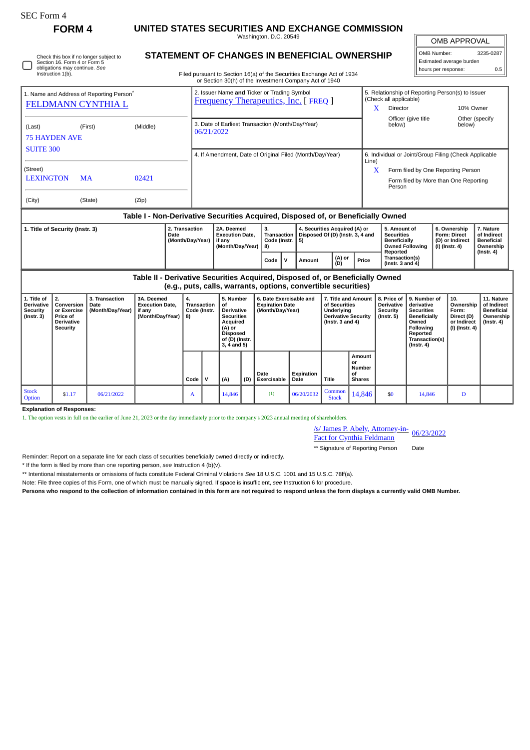SEC Form 4

**FORM 4**

# UNITED STATES SECURITIES AND EXCHANGE COMMISSION

Washington, D.C. 20549

## STATEMENT OF CHANGES IN BENEFICIAL OWNERSHIP

Filed pursuant to Section 16(a) of the Securities Exchange Act of 1934 or Section 30(h) of the Investment Company Act of 1940

| OMB APPROVAL | |
|---|---|
| OMB Number: | 3235-0287 |
| Estimated average burden | |
| hours per response: | 0.5 |

☐ Check this box if no longer subject to Section 16. Form 4 or Form 5 obligations may continue. *See* Instruction 1(b).

1. Name and Address of Reporting Person*
FELDMANN CYNTHIA L

(Last) (First) (Middle)
75 HAYDEN AVE
SUITE 300

(Street)
LEXINGTON MA 02421

(City) (State) (Zip)

2. Issuer Name **and** Ticker or Trading Symbol
Frequency Therapeutics, Inc. [ FREQ ]

3. Date of Earliest Transaction (Month/Day/Year)
06/21/2022

4. If Amendment, Date of Original Filed (Month/Day/Year)

5. Relationship of Reporting Person(s) to Issuer (Check all applicable)
X Director
10% Owner
Officer (give title below)
Other (specify below)

6. Individual or Joint/Group Filing (Check Applicable Line)
X Form filed by One Reporting Person
Form filed by More than One Reporting Person

### Table I - Non-Derivative Securities Acquired, Disposed of, or Beneficially Owned

| 1. Title of Security (Instr. 3) | 2. Transaction Date (Month/Day/Year) | 2A. Deemed Execution Date, if any (Month/Day/Year) | 3. Transaction Code (Instr. 8) | | 4. Securities Acquired (A) or Disposed Of (D) (Instr. 3, 4 and 5) | | | 5. Amount of Securities Beneficially Owned Following Reported Transaction(s) (Instr. 3 and 4) | 6. Ownership Form: Direct (D) or Indirect (I) (Instr. 4) | 7. Nature of Indirect Beneficial Ownership (Instr. 4) |
|---|---|---|---|---|---|---|---|---|---|---|
| | | | Code | V | Amount | (A) or (D) | Price | | | |

### Table II - Derivative Securities Acquired, Disposed of, or Beneficially Owned (e.g., puts, calls, warrants, options, convertible securities)

| 1. Title of Derivative Security (Instr. 3) | 2. Conversion or Exercise Price of Derivative Security | 3. Transaction Date (Month/Day/Year) | 3A. Deemed Execution Date, if any (Month/Day/Year) | 4. Transaction Code (Instr. 8) | | 5. Number of Derivative Securities Acquired (A) or Disposed of (D) (Instr. 3, 4 and 5) | | 6. Date Exercisable and Expiration Date (Month/Day/Year) | | 7. Title and Amount of Securities Underlying Derivative Security (Instr. 3 and 4) | | 8. Price of Derivative Security (Instr. 5) | 9. Number of derivative Securities Beneficially Owned Following Reported Transaction(s) (Instr. 4) | 10. Ownership Form: Direct (D) or Indirect (I) (Instr. 4) | 11. Nature of Indirect Beneficial Ownership (Instr. 4) |
|---|---|---|---|---|---|---|---|---|---|---|---|---|---|---|---|
| | | | | Code | V | (A) | (D) | Date Exercisable | Expiration Date | Title | Amount or Number of Shares | | | | |
| Stock Option | $1.17 | 06/21/2022 | | A | | 14,846 | | (1) | 06/20/2032 | Common Stock | 14,846 | $0 | 14,846 | D | |

**Explanation of Responses:**

1. The option vests in full on the earlier of June 21, 2023 or the day immediately prior to the company's 2023 annual meeting of shareholders.

/s/ James P. Abely, Attorney-in-Fact for Cynthia Feldmann 06/23/2022

** Signature of Reporting Person Date

Reminder: Report on a separate line for each class of securities beneficially owned directly or indirectly.

* If the form is filed by more than one reporting person, *see* Instruction 4 (b)(v).

** Intentional misstatements or omissions of facts constitute Federal Criminal Violations *See* 18 U.S.C. 1001 and 15 U.S.C. 78ff(a).

Note: File three copies of this Form, one of which must be manually signed. If space is insufficient, *see* Instruction 6 for procedure.

**Persons who respond to the collection of information contained in this form are not required to respond unless the form displays a currently valid OMB Number.**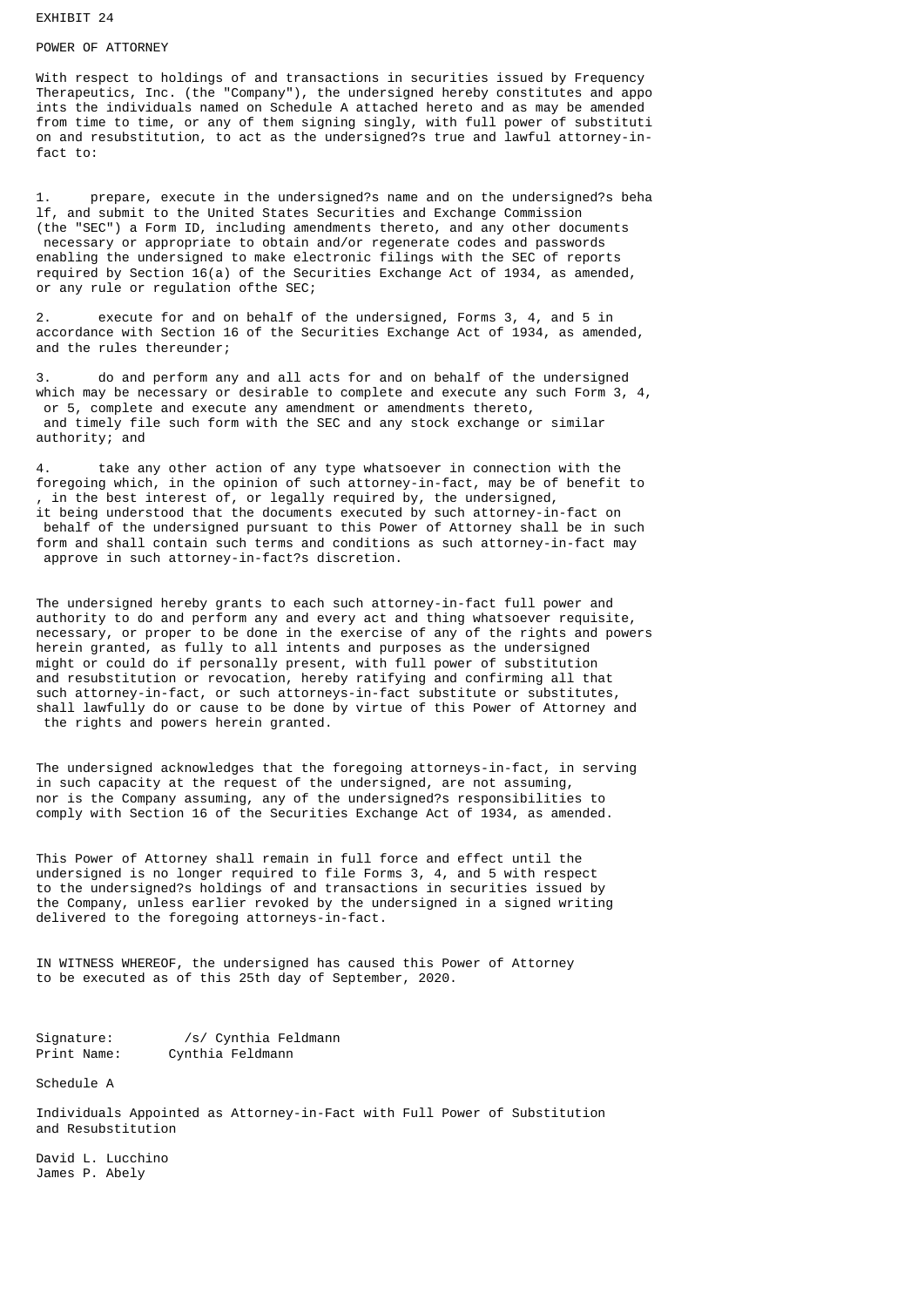EXHIBIT 24

POWER OF ATTORNEY

With respect to holdings of and transactions in securities issued by Frequency Therapeutics, Inc. (the "Company"), the undersigned hereby constitutes and appoints the individuals named on Schedule A attached hereto and as may be amended from time to time, or any of them signing singly, with full power of substitution and resubstitution, to act as the undersigned?s true and lawful attorney-in-fact to:

1. prepare, execute in the undersigned?s name and on the undersigned?s behalf, and submit to the United States Securities and Exchange Commission (the "SEC") a Form ID, including amendments thereto, and any other documents necessary or appropriate to obtain and/or regenerate codes and passwords enabling the undersigned to make electronic filings with the SEC of reports required by Section 16(a) of the Securities Exchange Act of 1934, as amended, or any rule or regulation ofthe SEC;

2. execute for and on behalf of the undersigned, Forms 3, 4, and 5 in accordance with Section 16 of the Securities Exchange Act of 1934, as amended, and the rules thereunder;

3. do and perform any and all acts for and on behalf of the undersigned which may be necessary or desirable to complete and execute any such Form 3, 4, or 5, complete and execute any amendment or amendments thereto, and timely file such form with the SEC and any stock exchange or similar authority; and

4. take any other action of any type whatsoever in connection with the foregoing which, in the opinion of such attorney-in-fact, may be of benefit to , in the best interest of, or legally required by, the undersigned, it being understood that the documents executed by such attorney-in-fact on behalf of the undersigned pursuant to this Power of Attorney shall be in such form and shall contain such terms and conditions as such attorney-in-fact may approve in such attorney-in-fact?s discretion.

The undersigned hereby grants to each such attorney-in-fact full power and authority to do and perform any and every act and thing whatsoever requisite, necessary, or proper to be done in the exercise of any of the rights and powers herein granted, as fully to all intents and purposes as the undersigned might or could do if personally present, with full power of substitution and resubstitution or revocation, hereby ratifying and confirming all that such attorney-in-fact, or such attorneys-in-fact substitute or substitutes, shall lawfully do or cause to be done by virtue of this Power of Attorney and the rights and powers herein granted.

The undersigned acknowledges that the foregoing attorneys-in-fact, in serving in such capacity at the request of the undersigned, are not assuming, nor is the Company assuming, any of the undersigned?s responsibilities to comply with Section 16 of the Securities Exchange Act of 1934, as amended.

This Power of Attorney shall remain in full force and effect until the undersigned is no longer required to file Forms 3, 4, and 5 with respect to the undersigned?s holdings of and transactions in securities issued by the Company, unless earlier revoked by the undersigned in a signed writing delivered to the foregoing attorneys-in-fact.

IN WITNESS WHEREOF, the undersigned has caused this Power of Attorney to be executed as of this 25th day of September, 2020.

Signature: /s/ Cynthia Feldmann
Print Name: Cynthia Feldmann

Schedule A

Individuals Appointed as Attorney-in-Fact with Full Power of Substitution and Resubstitution

David L. Lucchino
James P. Abely